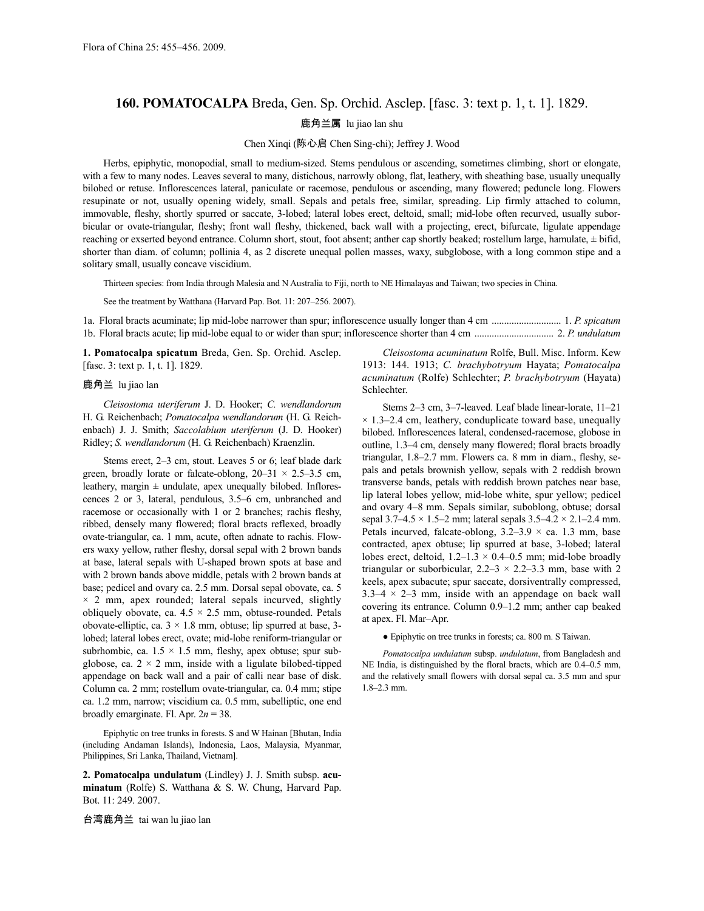Flora of China 25: 455–456. 2009.

# 160. POMATOCALPA Breda, Gen. Sp. Orchid. Asclep. [fasc. 3: text p. 1, t. 1]. 1829.

鹿角兰属 lu jiao lan shu

Chen Xinqi (陈心启 Chen Sing-chi); Jeffrey J. Wood

Herbs, epiphytic, monopodial, small to medium-sized. Stems pendulous or ascending, sometimes climbing, short or elongate, with a few to many nodes. Leaves several to many, distichous, narrowly oblong, flat, leathery, with sheathing base, usually unequally bilobed or retuse. Inflorescences lateral, paniculate or racemose, pendulous or ascending, many flowered; peduncle long. Flowers resupinate or not, usually opening widely, small. Sepals and petals free, similar, spreading. Lip firmly attached to column, immovable, fleshy, shortly spurred or saccate, 3-lobed; lateral lobes erect, deltoid, small; mid-lobe often recurved, usually suborbicular or ovate-triangular, fleshy; front wall fleshy, thickened, back wall with a projecting, erect, bifurcate, ligulate appendage reaching or exserted beyond entrance. Column short, stout, foot absent; anther cap shortly beaked; rostellum large, hamulate, ± bifid, shorter than diam. of column; pollinia 4, as 2 discrete unequal pollen masses, waxy, subglobose, with a long common stipe and a solitary small, usually concave viscidium.

Thirteen species: from India through Malesia and N Australia to Fiji, north to NE Himalayas and Taiwan; two species in China.

See the treatment by Watthana (Harvard Pap. Bot. 11: 207–256. 2007).

1a. Floral bracts acuminate; lip mid-lobe narrower than spur; inflorescence usually longer than 4 cm ........................... 1. *P. spicatum*
1b. Floral bracts acute; lip mid-lobe equal to or wider than spur; inflorescence shorter than 4 cm ............................... 2. *P. undulatum*

**1. Pomatocalpa spicatum** Breda, Gen. Sp. Orchid. Asclep. [fasc. 3: text p. 1, t. 1]. 1829.

鹿角兰 lu jiao lan

*Cleisostoma uteriferum* J. D. Hooker; *C. wendlandorum* H. G. Reichenbach; *Pomatocalpa wendlandorum* (H. G. Reichenbach) J. J. Smith; *Saccolabium uteriferum* (J. D. Hooker) Ridley; *S. wendlandorum* (H. G. Reichenbach) Kraenzlin.

Stems erect, 2–3 cm, stout. Leaves 5 or 6; leaf blade dark green, broadly lorate or falcate-oblong, 20–31 × 2.5–3.5 cm, leathery, margin ± undulate, apex unequally bilobed. Inflorescences 2 or 3, lateral, pendulous, 3.5–6 cm, unbranched and racemose or occasionally with 1 or 2 branches; rachis fleshy, ribbed, densely many flowered; floral bracts reflexed, broadly ovate-triangular, ca. 1 mm, acute, often adnate to rachis. Flowers waxy yellow, rather fleshy, dorsal sepal with 2 brown bands at base, lateral sepals with U-shaped brown spots at base and with 2 brown bands above middle, petals with 2 brown bands at base; pedicel and ovary ca. 2.5 mm. Dorsal sepal obovate, ca. 5 × 2 mm, apex rounded; lateral sepals incurved, slightly obliquely obovate, ca. 4.5 × 2.5 mm, obtuse-rounded. Petals obovate-elliptic, ca. 3 × 1.8 mm, obtuse; lip spurred at base, 3-lobed; lateral lobes erect, ovate; mid-lobe reniform-triangular or subrhombic, ca. 1.5 × 1.5 mm, fleshy, apex obtuse; spur subglobose, ca. 2 × 2 mm, inside with a ligulate bilobed-tipped appendage on back wall and a pair of calli near base of disk. Column ca. 2 mm; rostellum ovate-triangular, ca. 0.4 mm; stipe ca. 1.2 mm, narrow; viscidium ca. 0.5 mm, subelliptic, one end broadly emarginate. Fl. Apr. 2*n* = 38.

Epiphytic on tree trunks in forests. S and W Hainan [Bhutan, India (including Andaman Islands), Indonesia, Laos, Malaysia, Myanmar, Philippines, Sri Lanka, Thailand, Vietnam].

**2. Pomatocalpa undulatum** (Lindley) J. J. Smith subsp. **acuminatum** (Rolfe) S. Watthana & S. W. Chung, Harvard Pap. Bot. 11: 249. 2007.

台湾鹿角兰 tai wan lu jiao lan

*Cleisostoma acuminatum* Rolfe, Bull. Misc. Inform. Kew 1913: 144. 1913; *C. brachybotryum* Hayata; *Pomatocalpa acuminatum* (Rolfe) Schlechter; *P. brachybotryum* (Hayata) Schlechter.

Stems 2–3 cm, 3–7-leaved. Leaf blade linear-lorate, 11–21 × 1.3–2.4 cm, leathery, conduplicate toward base, unequally bilobed. Inflorescences lateral, condensed-racemose, globose in outline, 1.3–4 cm, densely many flowered; floral bracts broadly triangular, 1.8–2.7 mm. Flowers ca. 8 mm in diam., fleshy, sepals and petals brownish yellow, sepals with 2 reddish brown transverse bands, petals with reddish brown patches near base, lip lateral lobes yellow, mid-lobe white, spur yellow; pedicel and ovary 4–8 mm. Sepals similar, suboblong, obtuse; dorsal sepal 3.7–4.5 × 1.5–2 mm; lateral sepals 3.5–4.2 × 2.1–2.4 mm. Petals incurved, falcate-oblong, 3.2–3.9 × ca. 1.3 mm, base contracted, apex obtuse; lip spurred at base, 3-lobed; lateral lobes erect, deltoid, 1.2–1.3 × 0.4–0.5 mm; mid-lobe broadly triangular or suborbicular, 2.2–3 × 2.2–3.3 mm, base with 2 keels, apex subacute; spur saccate, dorsiventrally compressed, 3.3–4 × 2–3 mm, inside with an appendage on back wall covering its entrance. Column 0.9–1.2 mm; anther cap beaked at apex. Fl. Mar–Apr.

● Epiphytic on tree trunks in forests; ca. 800 m. S Taiwan.

*Pomatocalpa undulatum* subsp. *undulatum*, from Bangladesh and NE India, is distinguished by the floral bracts, which are 0.4–0.5 mm, and the relatively small flowers with dorsal sepal ca. 3.5 mm and spur 1.8–2.3 mm.